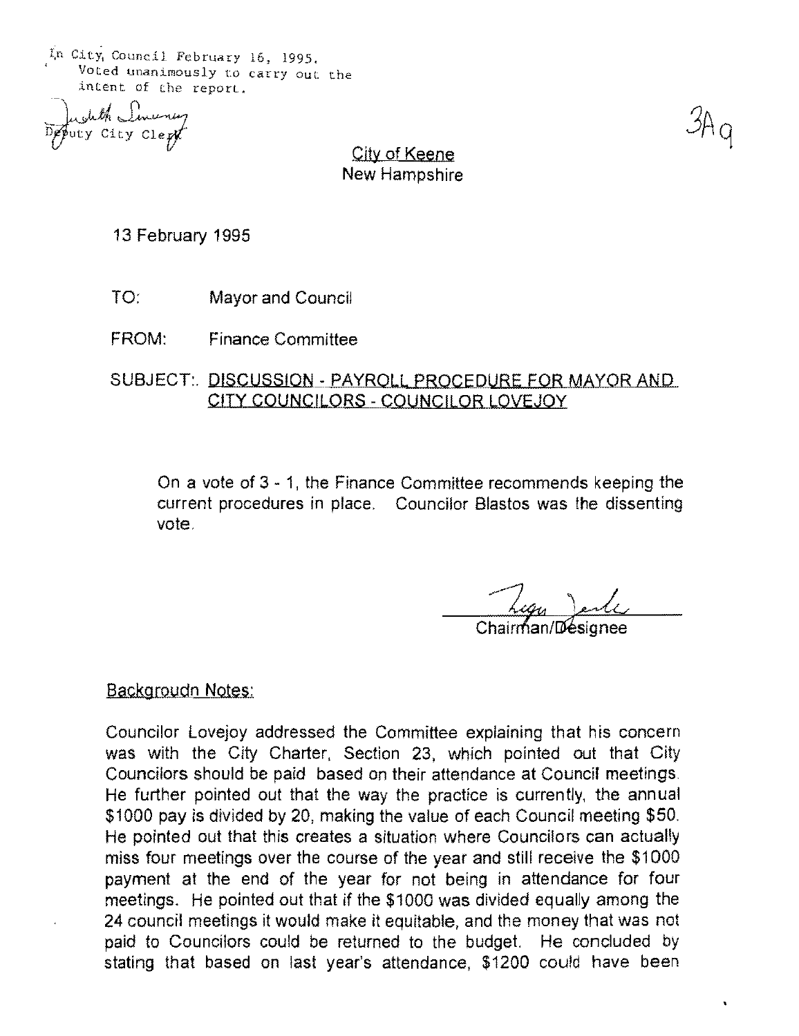In City Council February 16, 1995.
Voted unanimously to carry out the intent of the report.

Judith Simeny
Deputy City Clerk

3A9

City of Keene
New Hampshire

13 February 1995

TO: Mayor and Council

FROM: Finance Committee

SUBJECT: DISCUSSION - PAYROLL PROCEDURE FOR MAYOR AND CITY COUNCILORS - COUNCILOR LOVEJOY

On a vote of 3 - 1, the Finance Committee recommends keeping the current procedures in place. Councilor Blastos was the dissenting vote.

Chairman/Designee

Backgroudn Notes:

Councilor Lovejoy addressed the Committee explaining that his concern was with the City Charter, Section 23, which pointed out that City Councilors should be paid based on their attendance at Council meetings. He further pointed out that the way the practice is currently, the annual $1000 pay is divided by 20, making the value of each Council meeting $50. He pointed out that this creates a situation where Councilors can actually miss four meetings over the course of the year and still receive the $1000 payment at the end of the year for not being in attendance for four meetings. He pointed out that if the $1000 was divided equally among the 24 council meetings it would make it equitable, and the money that was not paid to Councilors could be returned to the budget. He concluded by stating that based on last year's attendance, $1200 could have been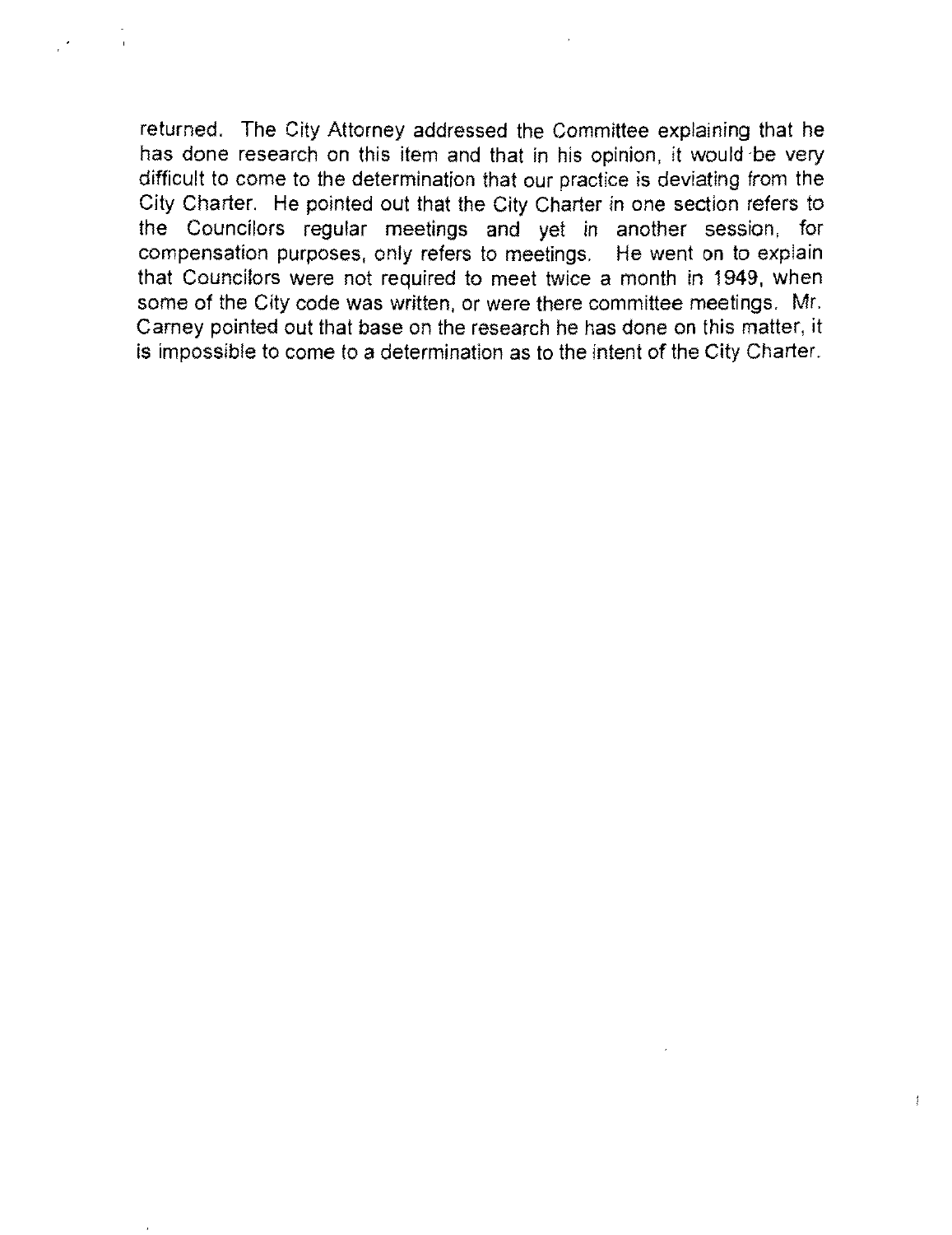returned. The City Attorney addressed the Committee explaining that he has done research on this item and that in his opinion, it would be very difficult to come to the determination that our practice is deviating from the City Charter. He pointed out that the City Charter in one section refers to the Councilors regular meetings and yet in another session, for compensation purposes, only refers to meetings. He went on to explain that Councilors were not required to meet twice a month in 1949, when some of the City code was written, or were there committee meetings. Mr. Carney pointed out that base on the research he has done on this matter, it is impossible to come to a determination as to the intent of the City Charter.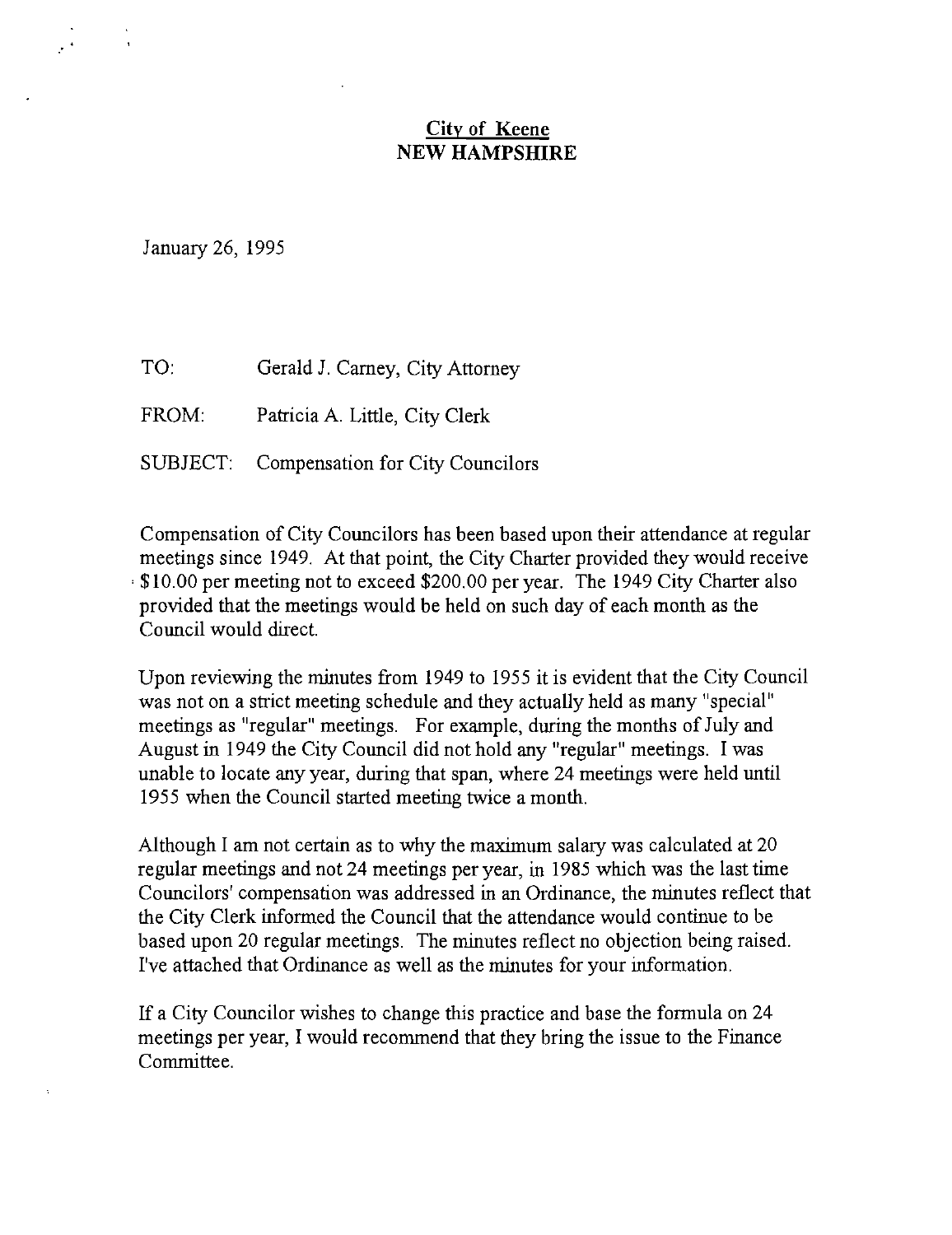**City of Keene**
**NEW HAMPSHIRE**

January 26, 1995

TO: Gerald J. Carney, City Attorney

FROM: Patricia A. Little, City Clerk

SUBJECT: Compensation for City Councilors

Compensation of City Councilors has been based upon their attendance at regular meetings since 1949. At that point, the City Charter provided they would receive $10.00 per meeting not to exceed $200.00 per year. The 1949 City Charter also provided that the meetings would be held on such day of each month as the Council would direct.

Upon reviewing the minutes from 1949 to 1955 it is evident that the City Council was not on a strict meeting schedule and they actually held as many "special" meetings as "regular" meetings. For example, during the months of July and August in 1949 the City Council did not hold any "regular" meetings. I was unable to locate any year, during that span, where 24 meetings were held until 1955 when the Council started meeting twice a month.

Although I am not certain as to why the maximum salary was calculated at 20 regular meetings and not 24 meetings per year, in 1985 which was the last time Councilors' compensation was addressed in an Ordinance, the minutes reflect that the City Clerk informed the Council that the attendance would continue to be based upon 20 regular meetings. The minutes reflect no objection being raised. I've attached that Ordinance as well as the minutes for your information.

If a City Councilor wishes to change this practice and base the formula on 24 meetings per year, I would recommend that they bring the issue to the Finance Committee.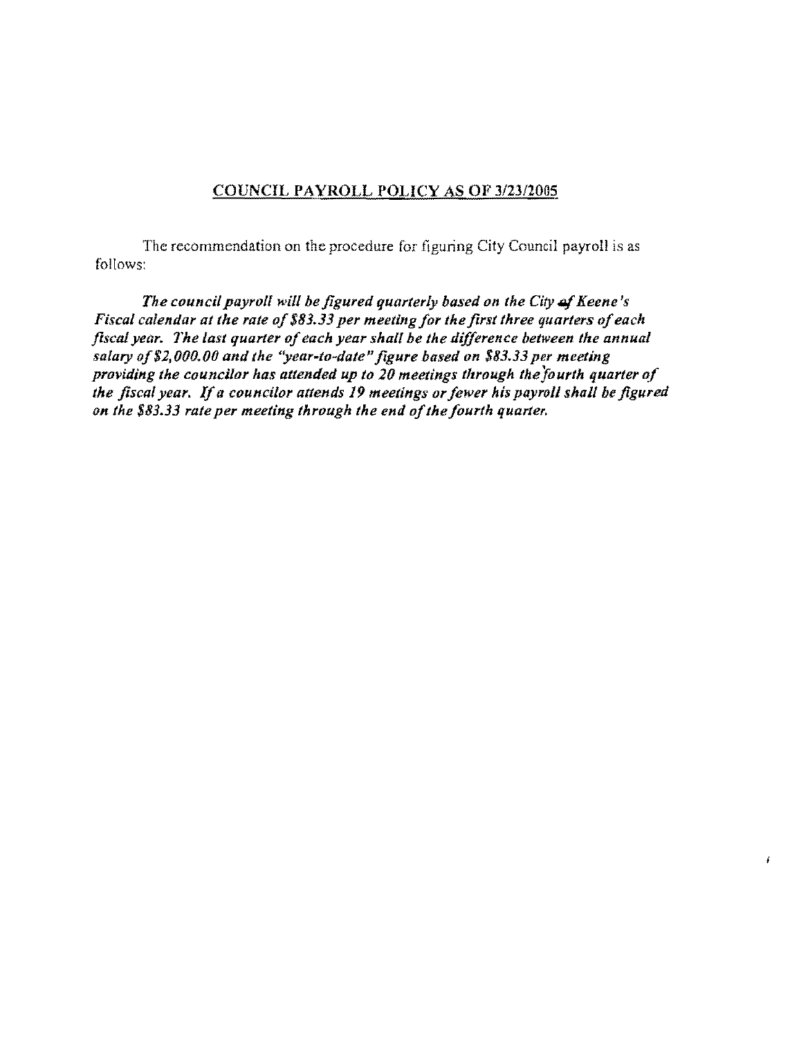## COUNCIL PAYROLL POLICY AS OF 3/23/2005

The recommendation on the procedure for figuring City Council payroll is as follows:

*The council payroll will be figured quarterly based on the City of Keene's Fiscal calendar at the rate of $83.33 per meeting for the first three quarters of each fiscal year. The last quarter of each year shall be the difference between the annual salary of $2,000.00 and the "year-to-date" figure based on $83.33 per meeting providing the councilor has attended up to 20 meetings through the fourth quarter of the fiscal year. If a councilor attends 19 meetings or fewer his payroll shall be figured on the $83.33 rate per meeting through the end of the fourth quarter.*